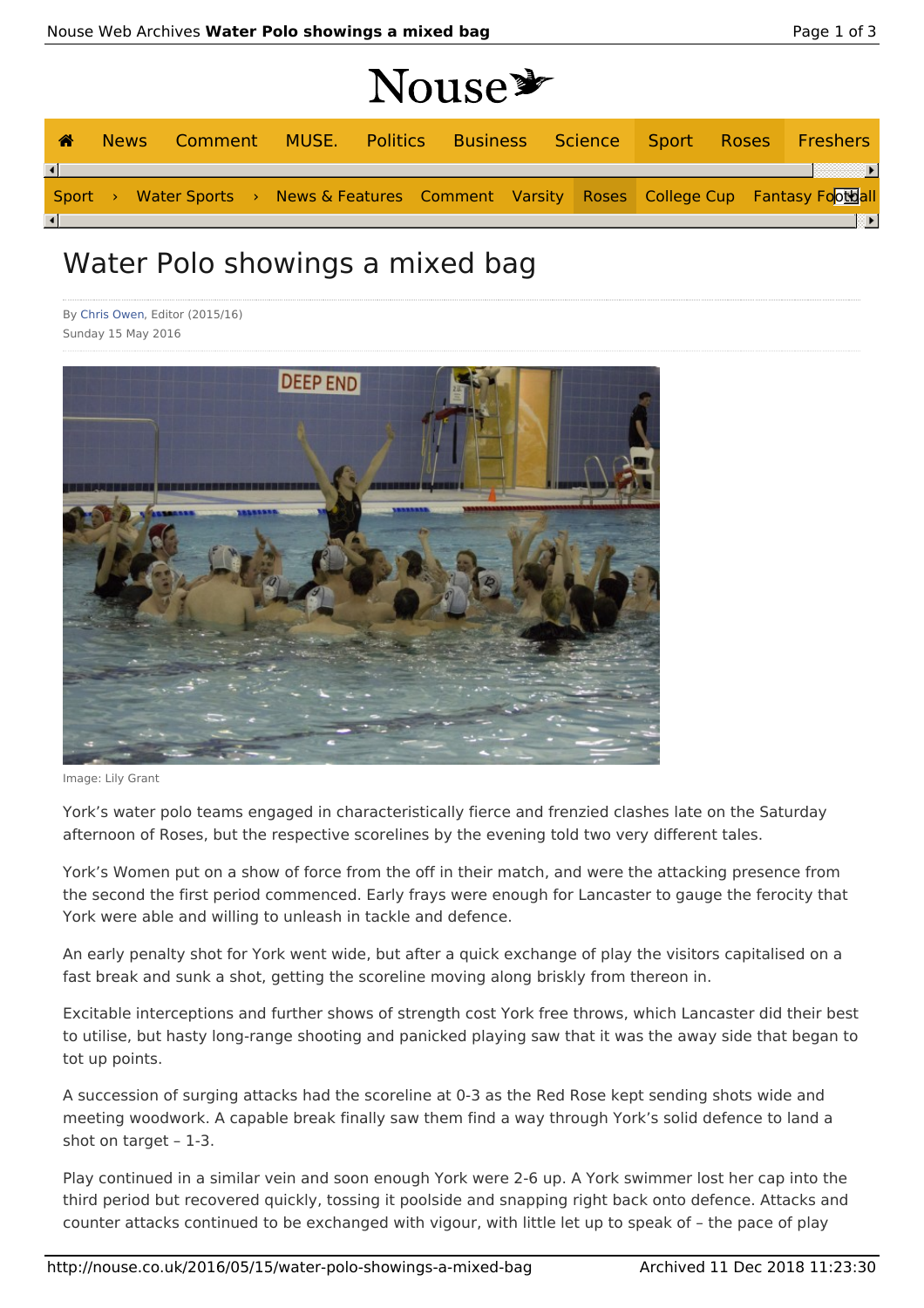# Water Polo showings a mixed bag

By Chris Owen, Editor (2015/16)
Sunday 15 May 2016

Image: Lily Grant

York's water polo teams engaged in characteristically fierce and frenzied clashes late on the Saturday afternoon of Roses, but the respective scorelines by the evening told two very different tales.

York's Women put on a show of force from the off in their match, and were the attacking presence from the second the first period commenced. Early frays were enough for Lancaster to gauge the ferocity that York were able and willing to unleash in tackle and defence.

An early penalty shot for York went wide, but after a quick exchange of play the visitors capitalised on a fast break and sunk a shot, getting the scoreline moving along briskly from thereon in.

Excitable interceptions and further shows of strength cost York free throws, which Lancaster did their best to utilise, but hasty long-range shooting and panicked playing saw that it was the away side that began to tot up points.

A succession of surging attacks had the scoreline at 0-3 as the Red Rose kept sending shots wide and meeting woodwork. A capable break finally saw them find a way through York's solid defence to land a shot on target – 1-3.

Play continued in a similar vein and soon enough York were 2-6 up. A York swimmer lost her cap into the third period but recovered quickly, tossing it poolside and snapping right back onto defence. Attacks and counter attacks continued to be exchanged with vigour, with little let up to speak of – the pace of play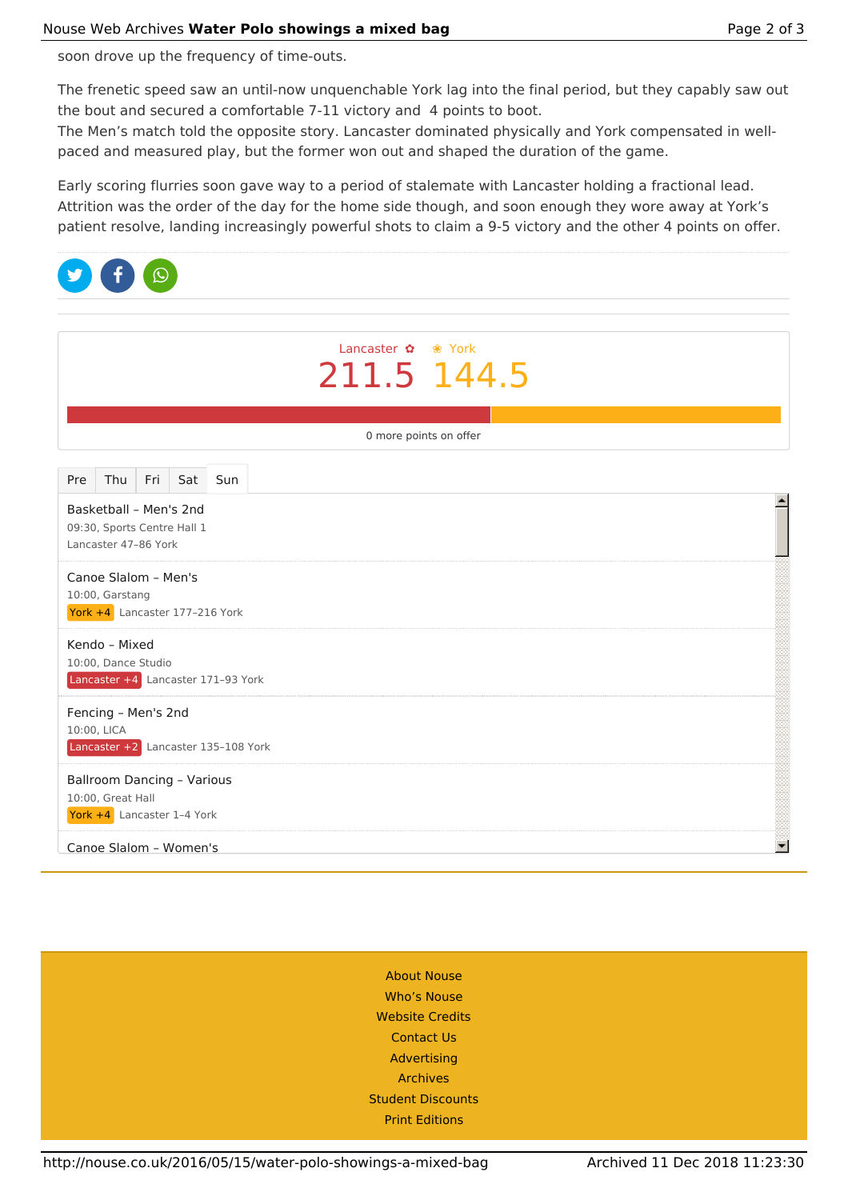soon drove up the frequency of time-outs.

The frenetic speed saw an until-now unquenchable York lag into the final period, but they capably saw out the bout and secured a comfortable 7-11 victory and 4 points to boot.
The Men's match told the opposite story. Lancaster dominated physically and York compensated in well-paced and measured play, but the former won out and shaped the duration of the game.

Early scoring flurries soon gave way to a period of stalemate with Lancaster holding a fractional lead. Attrition was the order of the day for the home side though, and soon enough they wore away at York's patient resolve, landing increasingly powerful shots to claim a 9-5 victory and the other 4 points on offer.

Lancaster ✿ ❀ York

211.5 144.5

0 more points on offer

Pre | Thu | Fri | Sat | Sun

Basketball – Men's 2nd
09:30, Sports Centre Hall 1
Lancaster 47–86 York

Canoe Slalom – Men's
10:00, Garstang
York +4 Lancaster 177–216 York

Kendo – Mixed
10:00, Dance Studio
Lancaster +4 Lancaster 171–93 York

Fencing – Men's 2nd
10:00, LICA
Lancaster +2 Lancaster 135–108 York

Ballroom Dancing – Various
10:00, Great Hall
York +4 Lancaster 1–4 York

Canoe Slalom – Women's

About Nouse
Who's Nouse
Website Credits
Contact Us
Advertising
Archives
Student Discounts
Print Editions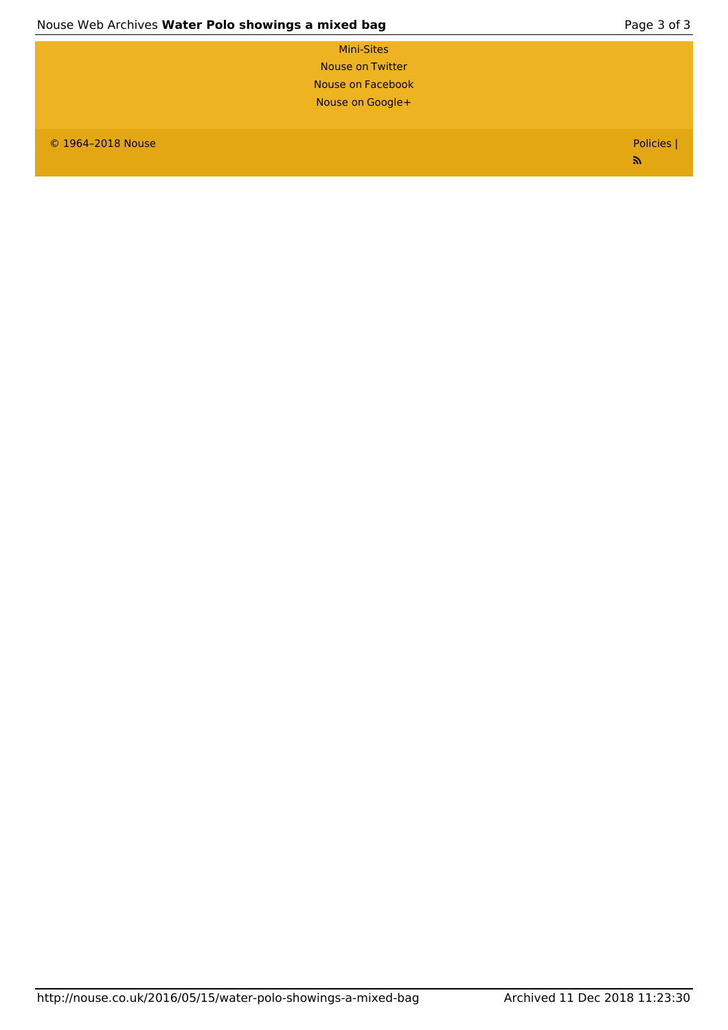Mini-Sites

Nouse on Twitter

Nouse on Facebook

Nouse on Google+

© 1964–2018 Nouse

Policies |